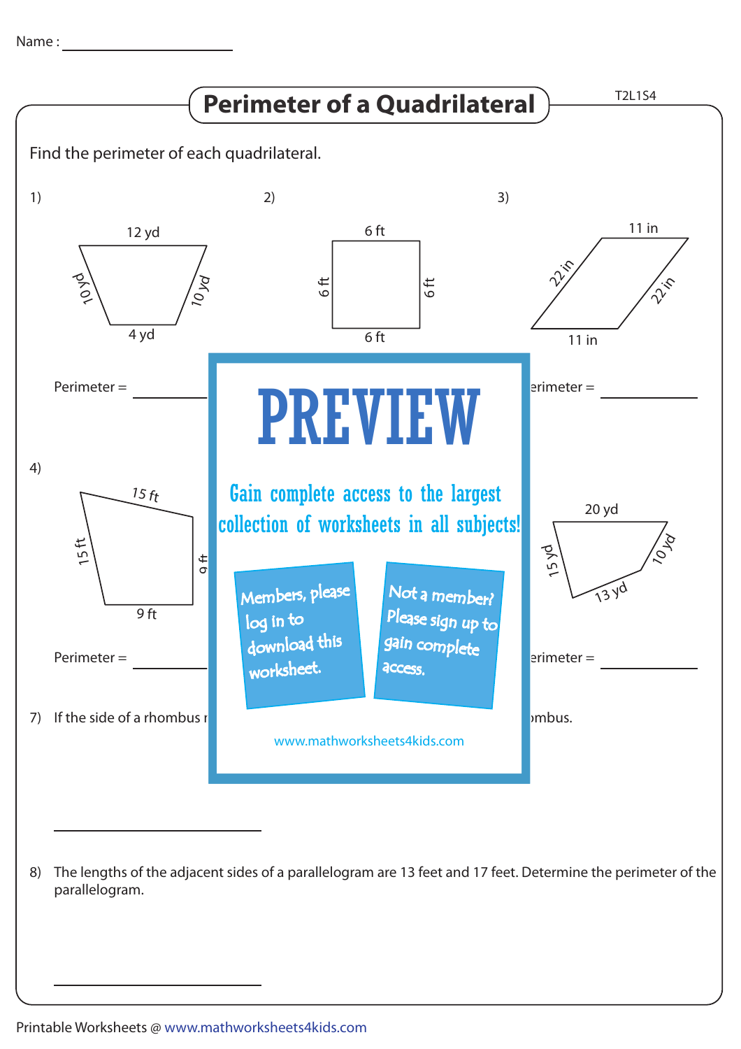Name : ____________________

# Perimeter of a Quadrilateral

T2L1S4

Find the perimeter of each quadrilateral.

1)

12 yd

10 yd

10 yd

4 yd

Perimeter = __________

2)

6 ft

6 ft

6 ft

6 ft

3)

11 in

22 in

22 in

11 in

erimeter = __________

4)

15 ft

15 ft

9 ft

9 ft

Perimeter = __________

20 yd

15 yd

10 yd

13 yd

erimeter = __________

7) If the side of a rhombus r

mbus.

__________________

8) The lengths of the adjacent sides of a parallelogram are 13 feet and 17 feet. Determine the perimeter of the parallelogram.

__________________

PREVIEW

Gain complete access to the largest collection of worksheets in all subjects!

Members, please log in to download this worksheet.

Not a member? Please sign up to gain complete access.

www.mathworksheets4kids.com

Printable Worksheets @ www.mathworksheets4kids.com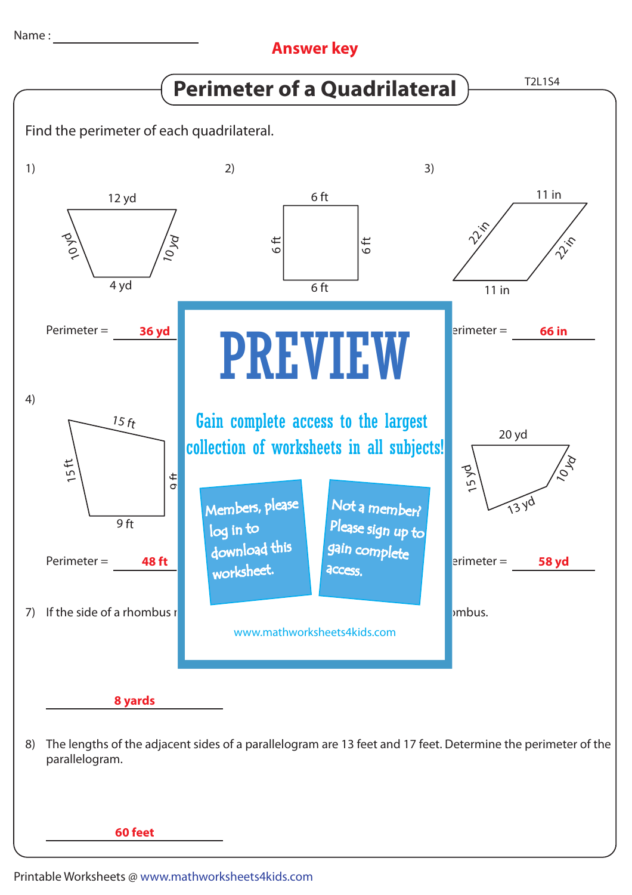Name : ____________________

**Answer key**

# Perimeter of a Quadrilateral

T2L1S4

Find the perimeter of each quadrilateral.

1)

12 yd

10 yd

10 yd

4 yd

Perimeter = **36 yd**

2)

6 ft

6 ft

6 ft

6 ft

3)

11 in

22 in

22 in

11 in

erimeter = **66 in**

4)

15 ft

15 ft

9 ft

9 ft

Perimeter = **48 ft**

20 yd

15 yd

10 yd

13 yd

erimeter = **58 yd**

**PREVIEW**

Gain complete access to the largest collection of worksheets in all subjects!

Members, please log in to download this worksheet.

Not a member? Please sign up to gain complete access.

www.mathworksheets4kids.com

7) If the side of a rhombus r ... mbus.

**8 yards**

8) The lengths of the adjacent sides of a parallelogram are 13 feet and 17 feet. Determine the perimeter of the parallelogram.

**60 feet**

Printable Worksheets @ www.mathworksheets4kids.com